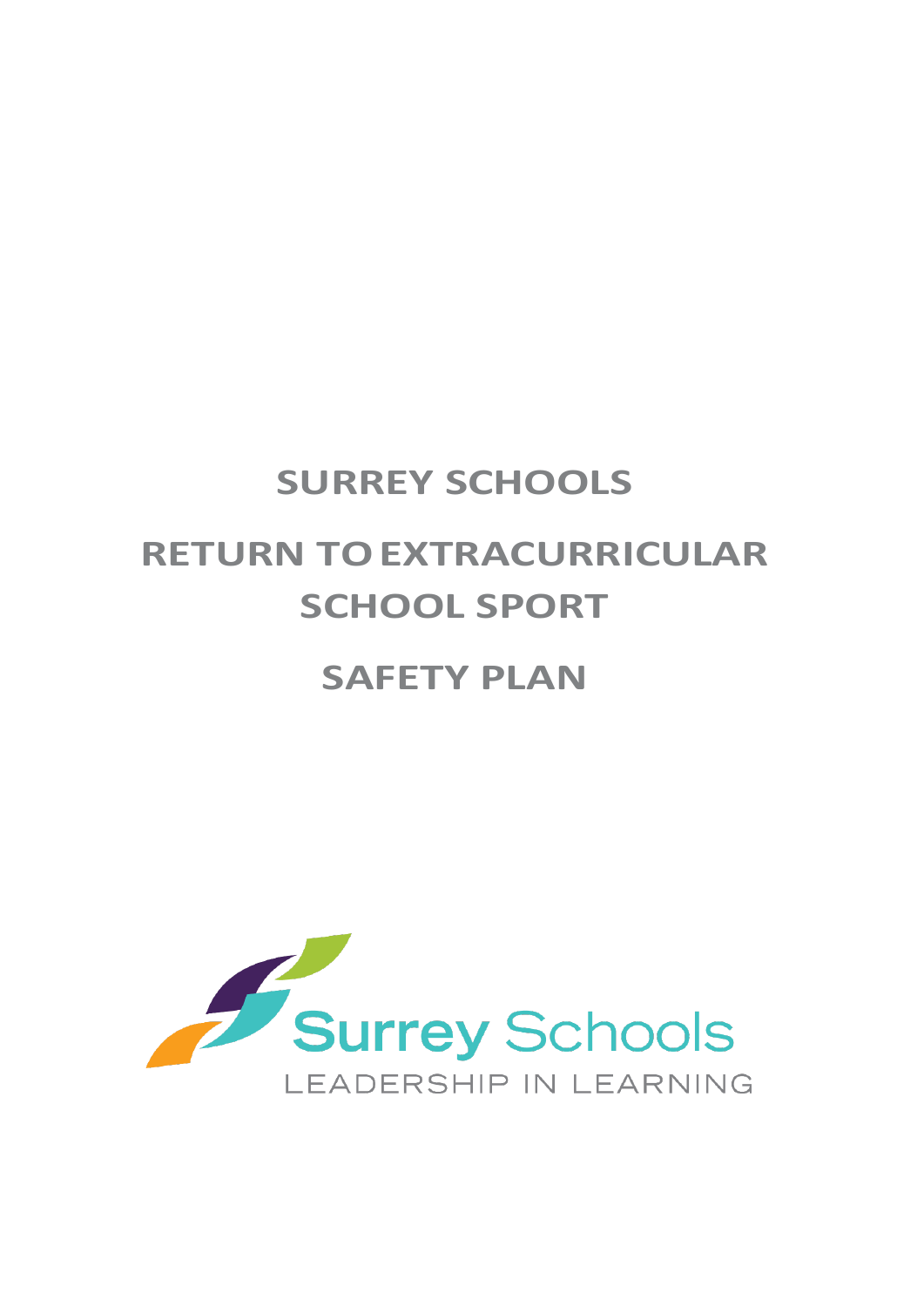# SURREY SCHOOLS

# RETURN TO EXTRACURRICULAR SCHOOL SPORT

# SAFETY PLAN

Surrey Schools

LEADERSHIP IN LEARNING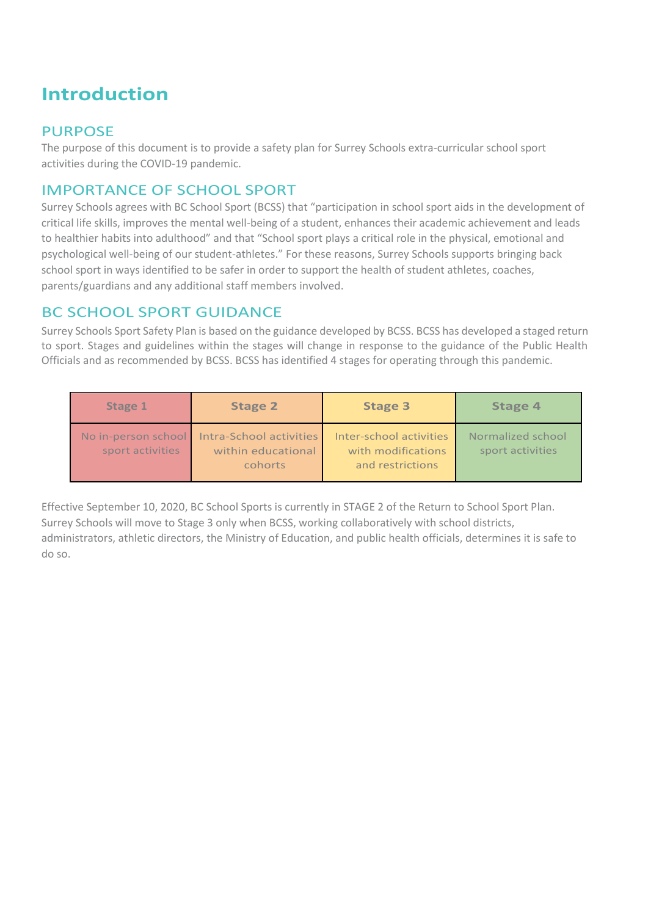# Introduction

## PURPOSE

The purpose of this document is to provide a safety plan for Surrey Schools extra-curricular school sport activities during the COVID-19 pandemic.

## IMPORTANCE OF SCHOOL SPORT

Surrey Schools agrees with BC School Sport (BCSS) that "participation in school sport aids in the development of critical life skills, improves the mental well-being of a student, enhances their academic achievement and leads to healthier habits into adulthood" and that "School sport plays a critical role in the physical, emotional and psychological well-being of our student-athletes." For these reasons, Surrey Schools supports bringing back school sport in ways identified to be safer in order to support the health of student athletes, coaches, parents/guardians and any additional staff members involved.

## BC SCHOOL SPORT GUIDANCE

Surrey Schools Sport Safety Plan is based on the guidance developed by BCSS. BCSS has developed a staged return to sport. Stages and guidelines within the stages will change in response to the guidance of the Public Health Officials and as recommended by BCSS. BCSS has identified 4 stages for operating through this pandemic.

| Stage 1 | Stage 2 | Stage 3 | Stage 4 |
|---|---|---|---|
| No in-person school sport activities | Intra-School activities within educational cohorts | Inter-school activities with modifications and restrictions | Normalized school sport activities |

Effective September 10, 2020, BC School Sports is currently in STAGE 2 of the Return to School Sport Plan. Surrey Schools will move to Stage 3 only when BCSS, working collaboratively with school districts, administrators, athletic directors, the Ministry of Education, and public health officials, determines it is safe to do so.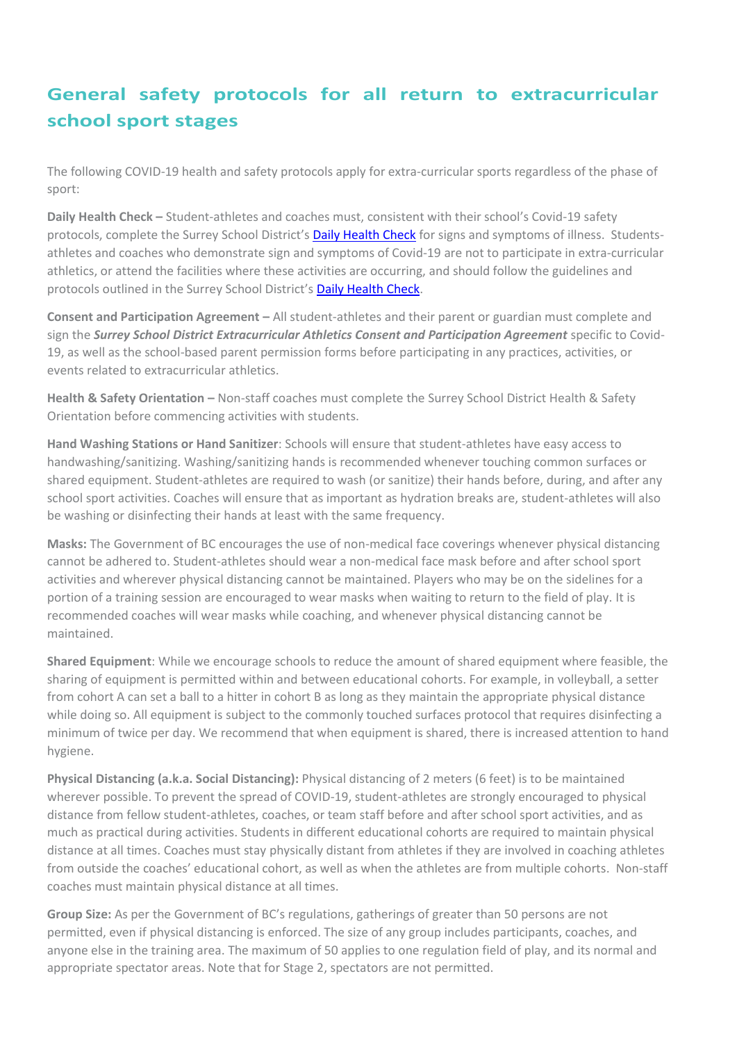# General safety protocols for all return to extracurricular school sport stages

The following COVID-19 health and safety protocols apply for extra-curricular sports regardless of the phase of sport:

**Daily Health Check –** Student-athletes and coaches must, consistent with their school's Covid-19 safety protocols, complete the Surrey School District's [Daily Health Check]() for signs and symptoms of illness. Students-athletes and coaches who demonstrate sign and symptoms of Covid-19 are not to participate in extra-curricular athletics, or attend the facilities where these activities are occurring, and should follow the guidelines and protocols outlined in the Surrey School District's [Daily Health Check]().

**Consent and Participation Agreement –** All student-athletes and their parent or guardian must complete and sign the ***Surrey School District Extracurricular Athletics Consent and Participation Agreement*** specific to Covid-19, as well as the school-based parent permission forms before participating in any practices, activities, or events related to extracurricular athletics.

**Health & Safety Orientation –** Non-staff coaches must complete the Surrey School District Health & Safety Orientation before commencing activities with students.

**Hand Washing Stations or Hand Sanitizer**: Schools will ensure that student-athletes have easy access to handwashing/sanitizing. Washing/sanitizing hands is recommended whenever touching common surfaces or shared equipment. Student-athletes are required to wash (or sanitize) their hands before, during, and after any school sport activities. Coaches will ensure that as important as hydration breaks are, student-athletes will also be washing or disinfecting their hands at least with the same frequency.

**Masks:** The Government of BC encourages the use of non-medical face coverings whenever physical distancing cannot be adhered to. Student-athletes should wear a non-medical face mask before and after school sport activities and wherever physical distancing cannot be maintained. Players who may be on the sidelines for a portion of a training session are encouraged to wear masks when waiting to return to the field of play. It is recommended coaches will wear masks while coaching, and whenever physical distancing cannot be maintained.

**Shared Equipment**: While we encourage schools to reduce the amount of shared equipment where feasible, the sharing of equipment is permitted within and between educational cohorts. For example, in volleyball, a setter from cohort A can set a ball to a hitter in cohort B as long as they maintain the appropriate physical distance while doing so. All equipment is subject to the commonly touched surfaces protocol that requires disinfecting a minimum of twice per day. We recommend that when equipment is shared, there is increased attention to hand hygiene.

**Physical Distancing (a.k.a. Social Distancing):** Physical distancing of 2 meters (6 feet) is to be maintained wherever possible. To prevent the spread of COVID-19, student-athletes are strongly encouraged to physical distance from fellow student-athletes, coaches, or team staff before and after school sport activities, and as much as practical during activities. Students in different educational cohorts are required to maintain physical distance at all times. Coaches must stay physically distant from athletes if they are involved in coaching athletes from outside the coaches' educational cohort, as well as when the athletes are from multiple cohorts. Non-staff coaches must maintain physical distance at all times.

**Group Size:** As per the Government of BC's regulations, gatherings of greater than 50 persons are not permitted, even if physical distancing is enforced. The size of any group includes participants, coaches, and anyone else in the training area. The maximum of 50 applies to one regulation field of play, and its normal and appropriate spectator areas. Note that for Stage 2, spectators are not permitted.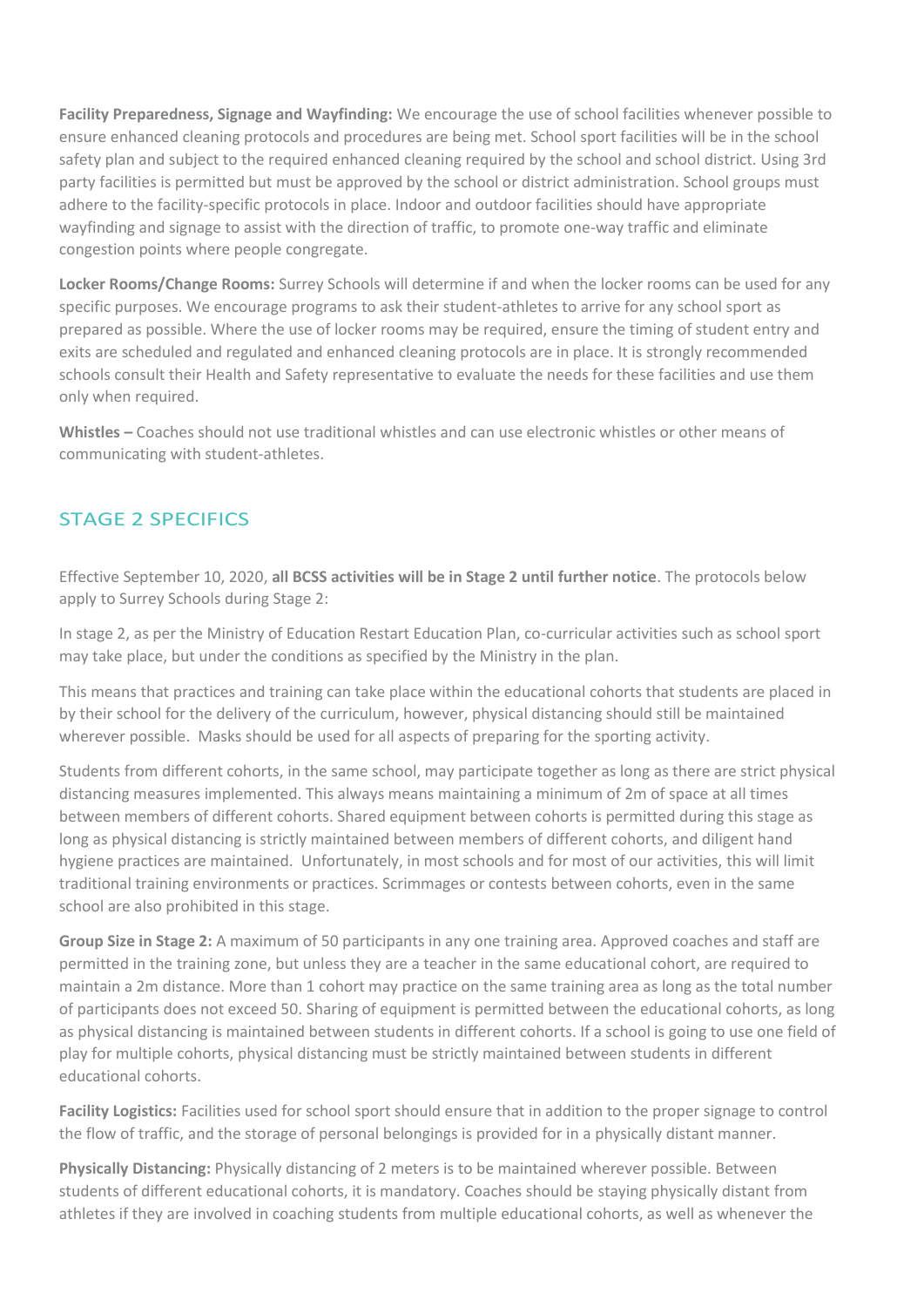**Facility Preparedness, Signage and Wayfinding:** We encourage the use of school facilities whenever possible to ensure enhanced cleaning protocols and procedures are being met. School sport facilities will be in the school safety plan and subject to the required enhanced cleaning required by the school and school district. Using 3rd party facilities is permitted but must be approved by the school or district administration. School groups must adhere to the facility-specific protocols in place. Indoor and outdoor facilities should have appropriate wayfinding and signage to assist with the direction of traffic, to promote one-way traffic and eliminate congestion points where people congregate.

**Locker Rooms/Change Rooms:** Surrey Schools will determine if and when the locker rooms can be used for any specific purposes. We encourage programs to ask their student-athletes to arrive for any school sport as prepared as possible. Where the use of locker rooms may be required, ensure the timing of student entry and exits are scheduled and regulated and enhanced cleaning protocols are in place. It is strongly recommended schools consult their Health and Safety representative to evaluate the needs for these facilities and use them only when required.

**Whistles –** Coaches should not use traditional whistles and can use electronic whistles or other means of communicating with student-athletes.

## STAGE 2 SPECIFICS

Effective September 10, 2020, **all BCSS activities will be in Stage 2 until further notice**. The protocols below apply to Surrey Schools during Stage 2:

In stage 2, as per the Ministry of Education Restart Education Plan, co-curricular activities such as school sport may take place, but under the conditions as specified by the Ministry in the plan.

This means that practices and training can take place within the educational cohorts that students are placed in by their school for the delivery of the curriculum, however, physical distancing should still be maintained wherever possible. Masks should be used for all aspects of preparing for the sporting activity.

Students from different cohorts, in the same school, may participate together as long as there are strict physical distancing measures implemented. This always means maintaining a minimum of 2m of space at all times between members of different cohorts. Shared equipment between cohorts is permitted during this stage as long as physical distancing is strictly maintained between members of different cohorts, and diligent hand hygiene practices are maintained. Unfortunately, in most schools and for most of our activities, this will limit traditional training environments or practices. Scrimmages or contests between cohorts, even in the same school are also prohibited in this stage.

**Group Size in Stage 2:** A maximum of 50 participants in any one training area. Approved coaches and staff are permitted in the training zone, but unless they are a teacher in the same educational cohort, are required to maintain a 2m distance. More than 1 cohort may practice on the same training area as long as the total number of participants does not exceed 50. Sharing of equipment is permitted between the educational cohorts, as long as physical distancing is maintained between students in different cohorts. If a school is going to use one field of play for multiple cohorts, physical distancing must be strictly maintained between students in different educational cohorts.

**Facility Logistics:** Facilities used for school sport should ensure that in addition to the proper signage to control the flow of traffic, and the storage of personal belongings is provided for in a physically distant manner.

**Physically Distancing:** Physically distancing of 2 meters is to be maintained wherever possible. Between students of different educational cohorts, it is mandatory. Coaches should be staying physically distant from athletes if they are involved in coaching students from multiple educational cohorts, as well as whenever the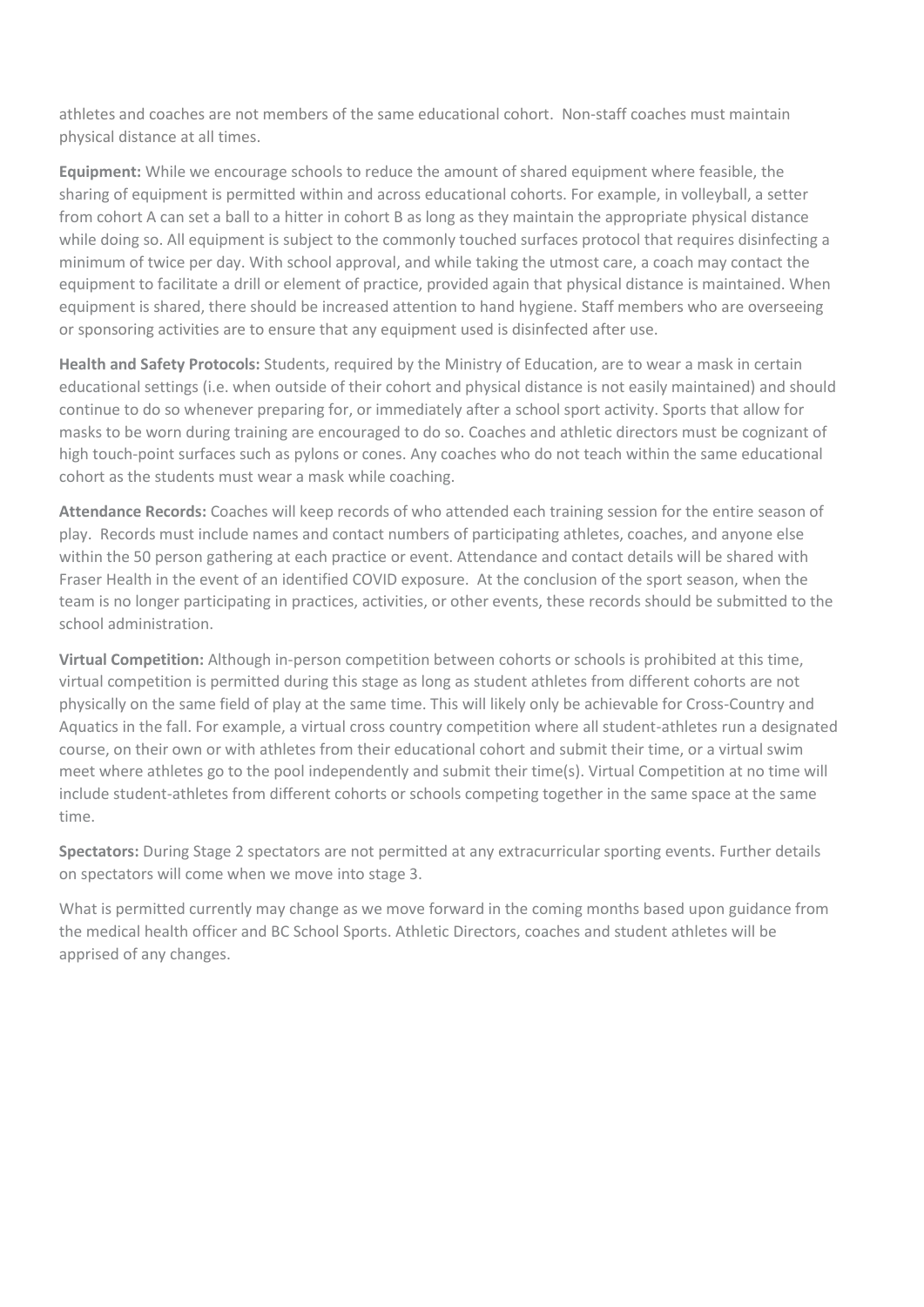athletes and coaches are not members of the same educational cohort. Non-staff coaches must maintain physical distance at all times.

**Equipment:** While we encourage schools to reduce the amount of shared equipment where feasible, the sharing of equipment is permitted within and across educational cohorts. For example, in volleyball, a setter from cohort A can set a ball to a hitter in cohort B as long as they maintain the appropriate physical distance while doing so. All equipment is subject to the commonly touched surfaces protocol that requires disinfecting a minimum of twice per day. With school approval, and while taking the utmost care, a coach may contact the equipment to facilitate a drill or element of practice, provided again that physical distance is maintained. When equipment is shared, there should be increased attention to hand hygiene. Staff members who are overseeing or sponsoring activities are to ensure that any equipment used is disinfected after use.

**Health and Safety Protocols:** Students, required by the Ministry of Education, are to wear a mask in certain educational settings (i.e. when outside of their cohort and physical distance is not easily maintained) and should continue to do so whenever preparing for, or immediately after a school sport activity. Sports that allow for masks to be worn during training are encouraged to do so. Coaches and athletic directors must be cognizant of high touch-point surfaces such as pylons or cones. Any coaches who do not teach within the same educational cohort as the students must wear a mask while coaching.

**Attendance Records:** Coaches will keep records of who attended each training session for the entire season of play. Records must include names and contact numbers of participating athletes, coaches, and anyone else within the 50 person gathering at each practice or event. Attendance and contact details will be shared with Fraser Health in the event of an identified COVID exposure. At the conclusion of the sport season, when the team is no longer participating in practices, activities, or other events, these records should be submitted to the school administration.

**Virtual Competition:** Although in-person competition between cohorts or schools is prohibited at this time, virtual competition is permitted during this stage as long as student athletes from different cohorts are not physically on the same field of play at the same time. This will likely only be achievable for Cross-Country and Aquatics in the fall. For example, a virtual cross country competition where all student-athletes run a designated course, on their own or with athletes from their educational cohort and submit their time, or a virtual swim meet where athletes go to the pool independently and submit their time(s). Virtual Competition at no time will include student-athletes from different cohorts or schools competing together in the same space at the same time.

**Spectators:** During Stage 2 spectators are not permitted at any extracurricular sporting events. Further details on spectators will come when we move into stage 3.

What is permitted currently may change as we move forward in the coming months based upon guidance from the medical health officer and BC School Sports. Athletic Directors, coaches and student athletes will be apprised of any changes.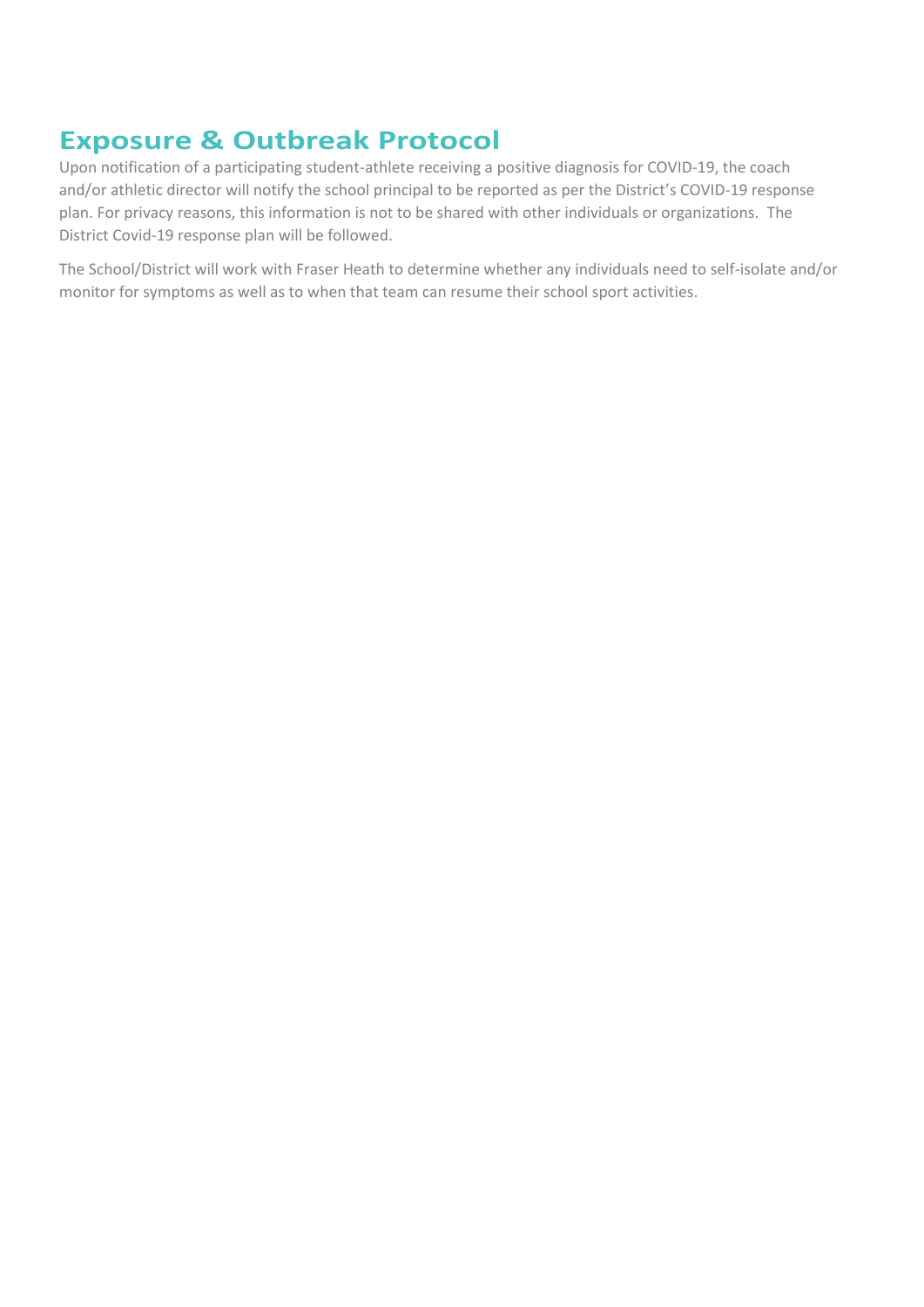## Exposure & Outbreak Protocol

Upon notification of a participating student-athlete receiving a positive diagnosis for COVID-19, the coach and/or athletic director will notify the school principal to be reported as per the District's COVID-19 response plan. For privacy reasons, this information is not to be shared with other individuals or organizations. The District Covid-19 response plan will be followed.

The School/District will work with Fraser Heath to determine whether any individuals need to self-isolate and/or monitor for symptoms as well as to when that team can resume their school sport activities.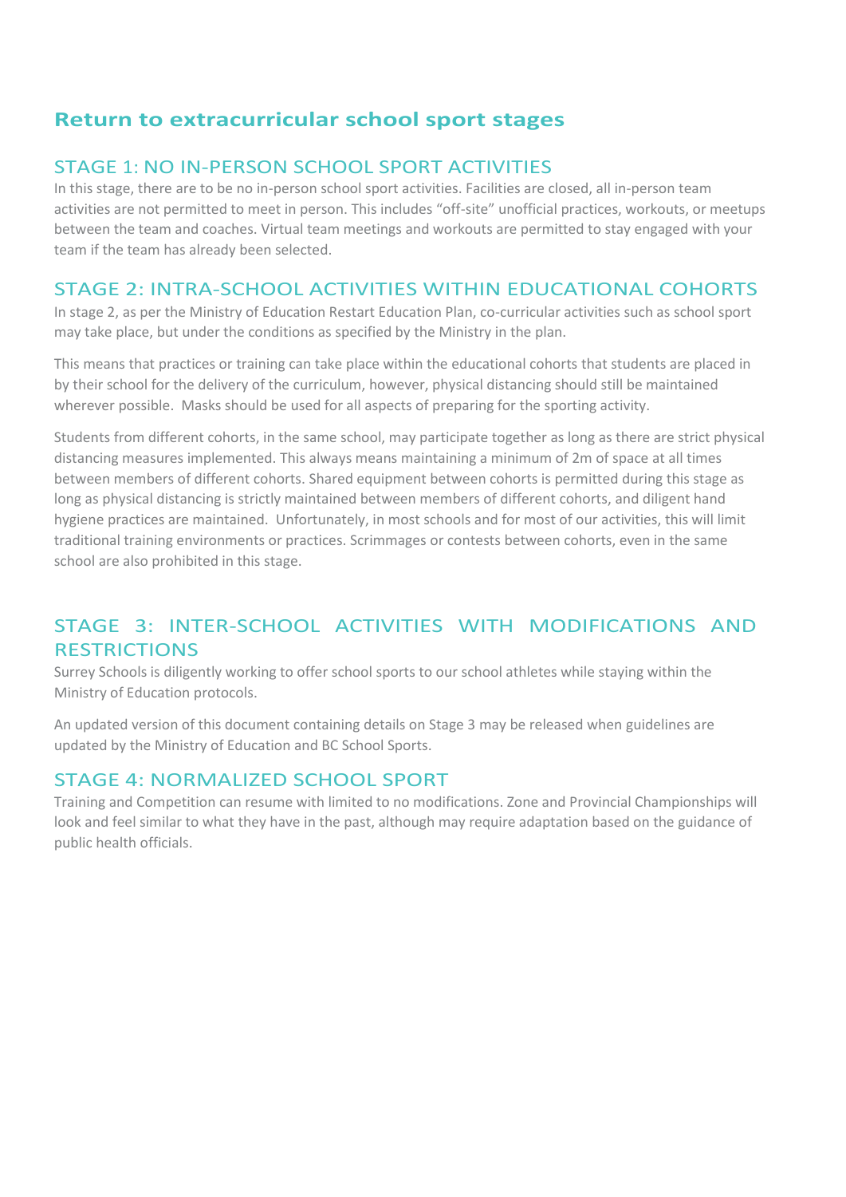# Return to extracurricular school sport stages

## STAGE 1: NO IN-PERSON SCHOOL SPORT ACTIVITIES

In this stage, there are to be no in-person school sport activities. Facilities are closed, all in-person team activities are not permitted to meet in person. This includes "off-site" unofficial practices, workouts, or meetups between the team and coaches. Virtual team meetings and workouts are permitted to stay engaged with your team if the team has already been selected.

## STAGE 2: INTRA-SCHOOL ACTIVITIES WITHIN EDUCATIONAL COHORTS

In stage 2, as per the Ministry of Education Restart Education Plan, co-curricular activities such as school sport may take place, but under the conditions as specified by the Ministry in the plan.

This means that practices or training can take place within the educational cohorts that students are placed in by their school for the delivery of the curriculum, however, physical distancing should still be maintained wherever possible. Masks should be used for all aspects of preparing for the sporting activity.

Students from different cohorts, in the same school, may participate together as long as there are strict physical distancing measures implemented. This always means maintaining a minimum of 2m of space at all times between members of different cohorts. Shared equipment between cohorts is permitted during this stage as long as physical distancing is strictly maintained between members of different cohorts, and diligent hand hygiene practices are maintained. Unfortunately, in most schools and for most of our activities, this will limit traditional training environments or practices. Scrimmages or contests between cohorts, even in the same school are also prohibited in this stage.

## STAGE 3: INTER-SCHOOL ACTIVITIES WITH MODIFICATIONS AND RESTRICTIONS

Surrey Schools is diligently working to offer school sports to our school athletes while staying within the Ministry of Education protocols.

An updated version of this document containing details on Stage 3 may be released when guidelines are updated by the Ministry of Education and BC School Sports.

## STAGE 4: NORMALIZED SCHOOL SPORT

Training and Competition can resume with limited to no modifications. Zone and Provincial Championships will look and feel similar to what they have in the past, although may require adaptation based on the guidance of public health officials.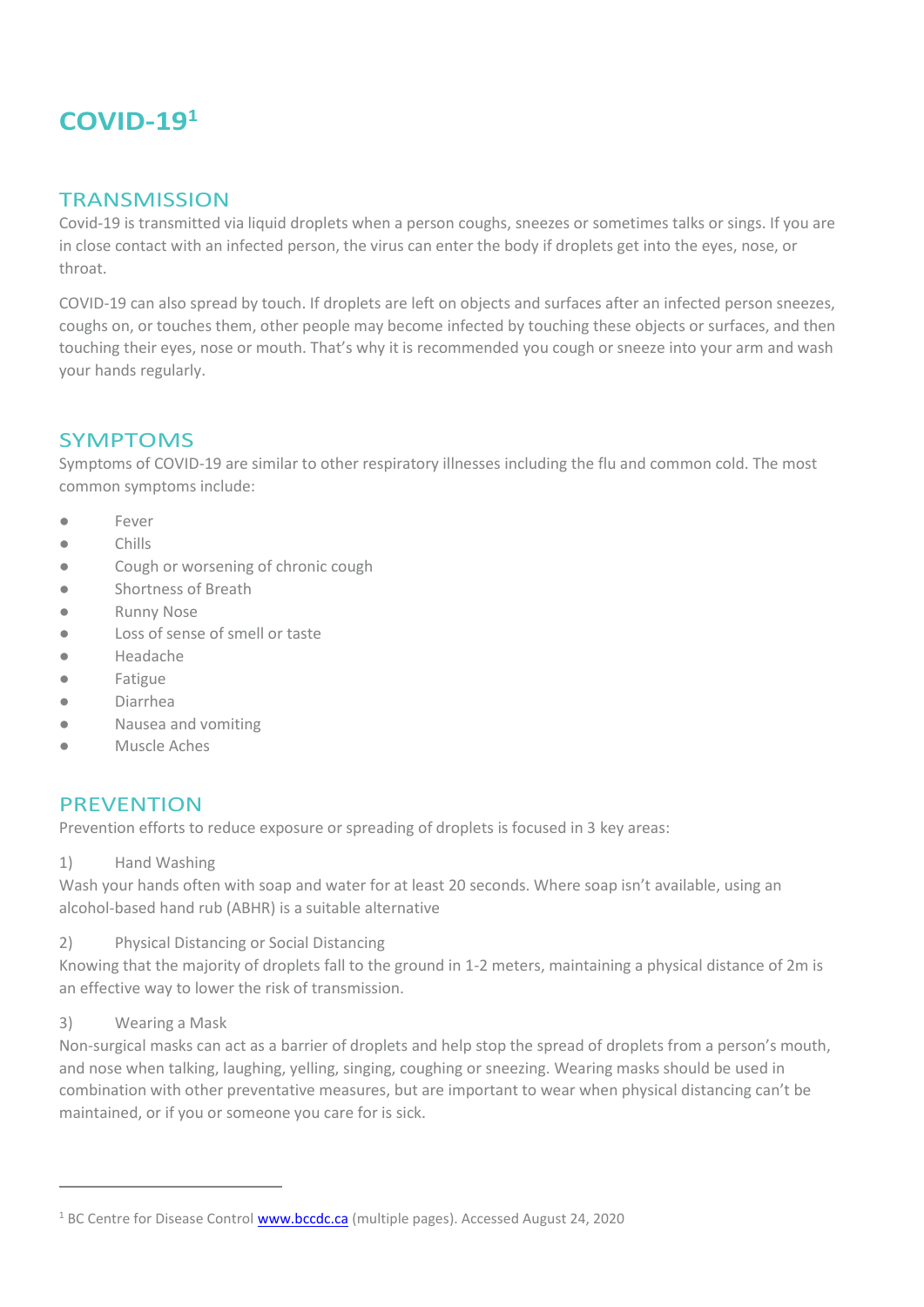# COVID-19[1]

## TRANSMISSION

Covid-19 is transmitted via liquid droplets when a person coughs, sneezes or sometimes talks or sings. If you are in close contact with an infected person, the virus can enter the body if droplets get into the eyes, nose, or throat.

COVID-19 can also spread by touch. If droplets are left on objects and surfaces after an infected person sneezes, coughs on, or touches them, other people may become infected by touching these objects or surfaces, and then touching their eyes, nose or mouth. That's why it is recommended you cough or sneeze into your arm and wash your hands regularly.

## SYMPTOMS

Symptoms of COVID-19 are similar to other respiratory illnesses including the flu and common cold. The most common symptoms include:

- Fever
- Chills
- Cough or worsening of chronic cough
- Shortness of Breath
- Runny Nose
- Loss of sense of smell or taste
- Headache
- Fatigue
- Diarrhea
- Nausea and vomiting
- Muscle Aches

## PREVENTION

Prevention efforts to reduce exposure or spreading of droplets is focused in 3 key areas:

1) Hand Washing

Wash your hands often with soap and water for at least 20 seconds. Where soap isn't available, using an alcohol-based hand rub (ABHR) is a suitable alternative

2) Physical Distancing or Social Distancing

Knowing that the majority of droplets fall to the ground in 1-2 meters, maintaining a physical distance of 2m is an effective way to lower the risk of transmission.

3) Wearing a Mask

Non-surgical masks can act as a barrier of droplets and help stop the spread of droplets from a person's mouth, and nose when talking, laughing, yelling, singing, coughing or sneezing. Wearing masks should be used in combination with other preventative measures, but are important to wear when physical distancing can't be maintained, or if you or someone you care for is sick.

---

[1] BC Centre for Disease Control www.bccdc.ca (multiple pages). Accessed August 24, 2020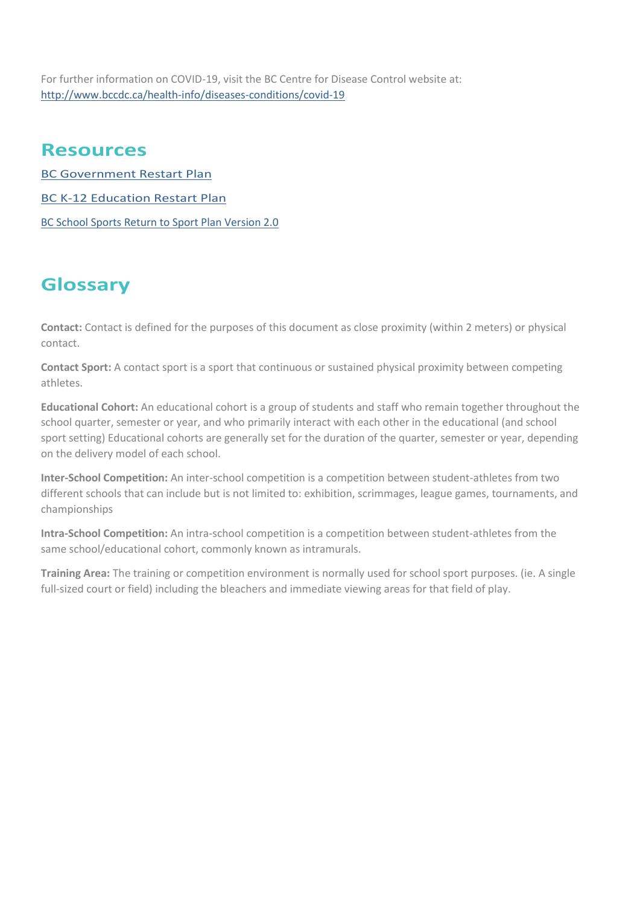For further information on COVID-19, visit the BC Centre for Disease Control website at: http://www.bccdc.ca/health-info/diseases-conditions/covid-19

## Resources

BC Government Restart Plan

BC K-12 Education Restart Plan

BC School Sports Return to Sport Plan Version 2.0

## Glossary

**Contact:** Contact is defined for the purposes of this document as close proximity (within 2 meters) or physical contact.

**Contact Sport:** A contact sport is a sport that continuous or sustained physical proximity between competing athletes.

**Educational Cohort:** An educational cohort is a group of students and staff who remain together throughout the school quarter, semester or year, and who primarily interact with each other in the educational (and school sport setting) Educational cohorts are generally set for the duration of the quarter, semester or year, depending on the delivery model of each school.

**Inter-School Competition:** An inter-school competition is a competition between student-athletes from two different schools that can include but is not limited to: exhibition, scrimmages, league games, tournaments, and championships

**Intra-School Competition:** An intra-school competition is a competition between student-athletes from the same school/educational cohort, commonly known as intramurals.

**Training Area:** The training or competition environment is normally used for school sport purposes. (ie. A single full-sized court or field) including the bleachers and immediate viewing areas for that field of play.